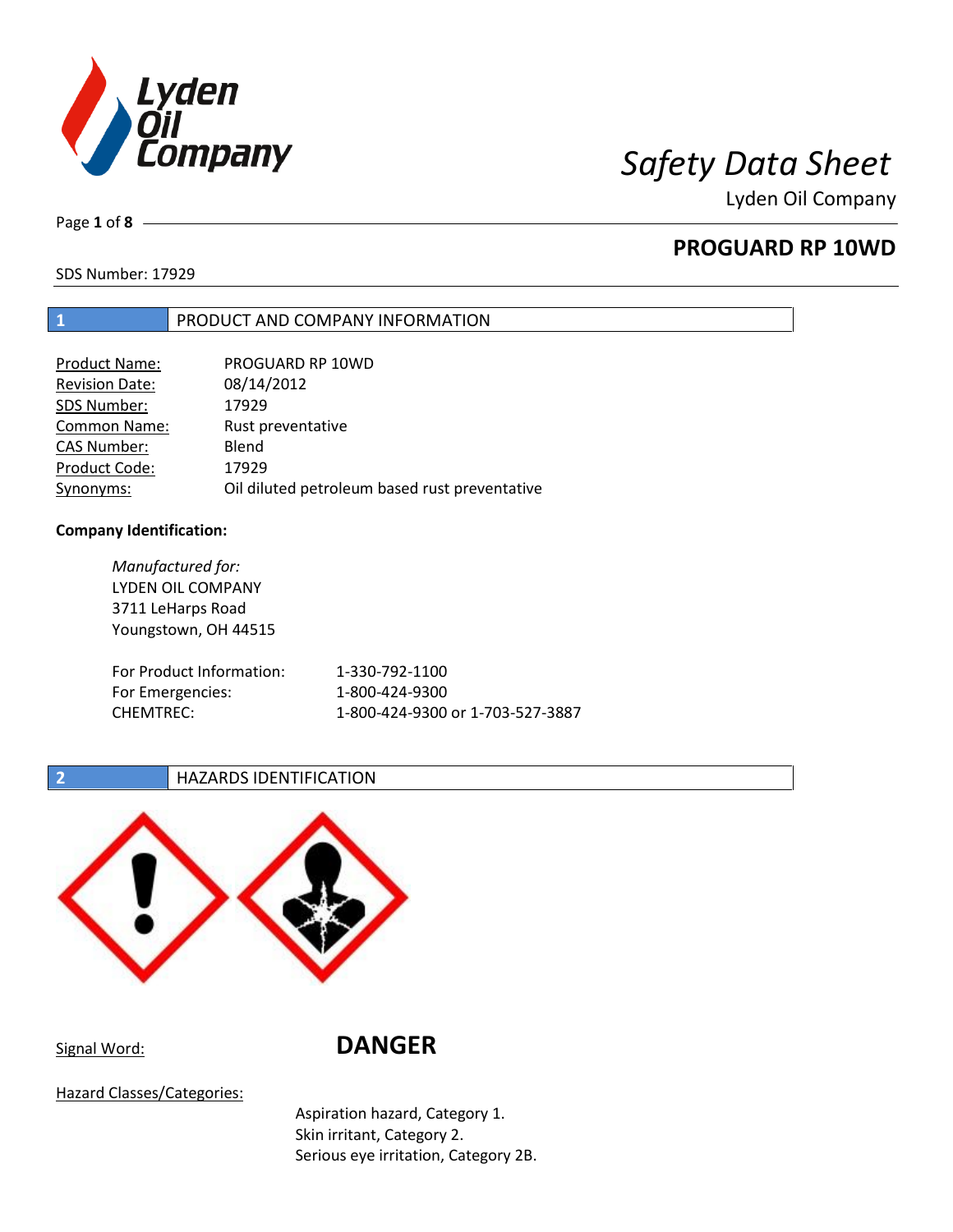# Safety Data Sheet

Lyden Oil Company

## PROGUARD RP 10WD

SDS Number: 17929

## 1 PRODUCT AND COMPANY INFORMATION

| | |
|---|---|
| Product Name: | PROGUARD RP 10WD |
| Revision Date: | 08/14/2012 |
| SDS Number: | 17929 |
| Common Name: | Rust preventative |
| CAS Number: | Blend |
| Product Code: | 17929 |
| Synonyms: | Oil diluted petroleum based rust preventative |

**Company Identification:**

*Manufactured for:*
LYDEN OIL COMPANY
3711 LeHarps Road
Youngstown, OH 44515

| | |
|---|---|
| For Product Information: | 1-330-792-1100 |
| For Emergencies: | 1-800-424-9300 |
| CHEMTREC: | 1-800-424-9300 or 1-703-527-3887 |

## 2 HAZARDS IDENTIFICATION

Signal Word: **DANGER**

Hazard Classes/Categories:

Aspiration hazard, Category 1.
Skin irritant, Category 2.
Serious eye irritation, Category 2B.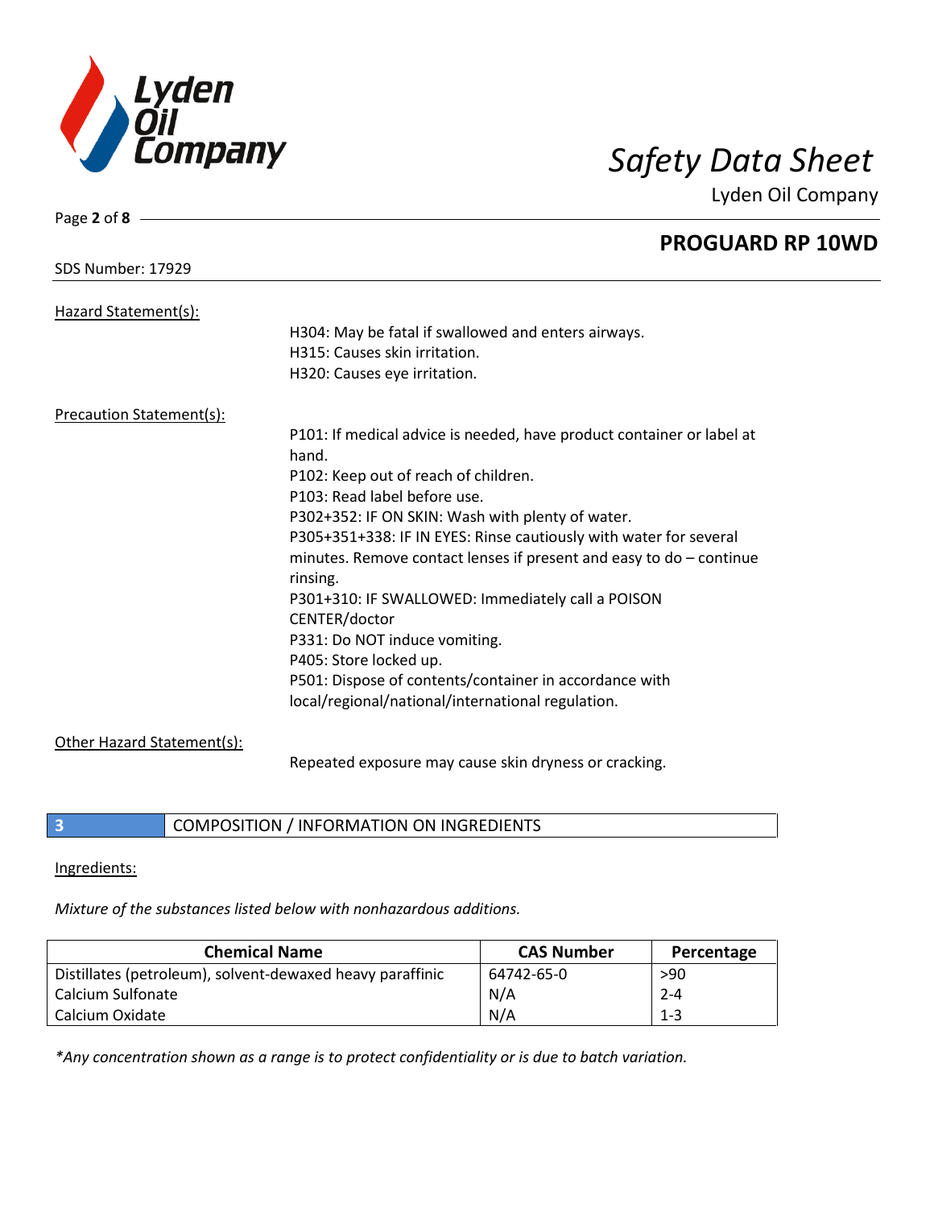Hazard Statement(s):

H304: May be fatal if swallowed and enters airways.
H315: Causes skin irritation.
H320: Causes eye irritation.

Precaution Statement(s):

P101: If medical advice is needed, have product container or label at hand.
P102: Keep out of reach of children.
P103: Read label before use.
P302+352: IF ON SKIN: Wash with plenty of water.
P305+351+338: IF IN EYES: Rinse cautiously with water for several minutes. Remove contact lenses if present and easy to do – continue rinsing.
P301+310: IF SWALLOWED: Immediately call a POISON CENTER/doctor
P331: Do NOT induce vomiting.
P405: Store locked up.
P501: Dispose of contents/container in accordance with local/regional/national/international regulation.

Other Hazard Statement(s):

Repeated exposure may cause skin dryness or cracking.

## 3 COMPOSITION / INFORMATION ON INGREDIENTS

Ingredients:

*Mixture of the substances listed below with nonhazardous additions.*

| Chemical Name | CAS Number | Percentage |
|---|---|---|
| Distillates (petroleum), solvent-dewaxed heavy paraffinic | 64742-65-0 | >90 |
| Calcium Sulfonate | N/A | 2-4 |
| Calcium Oxidate | N/A | 1-3 |

*\*Any concentration shown as a range is to protect confidentiality or is due to batch variation.*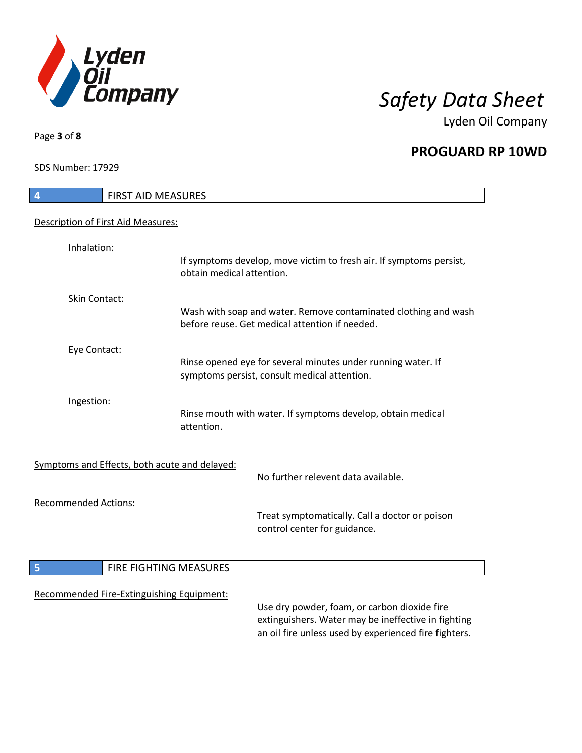SDS Number: 17929

## 4 FIRST AID MEASURES

Description of First Aid Measures:

**Inhalation:**
If symptoms develop, move victim to fresh air. If symptoms persist, obtain medical attention.

**Skin Contact:**
Wash with soap and water. Remove contaminated clothing and wash before reuse. Get medical attention if needed.

**Eye Contact:**
Rinse opened eye for several minutes under running water. If symptoms persist, consult medical attention.

**Ingestion:**
Rinse mouth with water. If symptoms develop, obtain medical attention.

Symptoms and Effects, both acute and delayed:

No further relevent data available.

Recommended Actions:

Treat symptomatically. Call a doctor or poison control center for guidance.

## 5 FIRE FIGHTING MEASURES

Recommended Fire-Extinguishing Equipment:

Use dry powder, foam, or carbon dioxide fire extinguishers. Water may be ineffective in fighting an oil fire unless used by experienced fire fighters.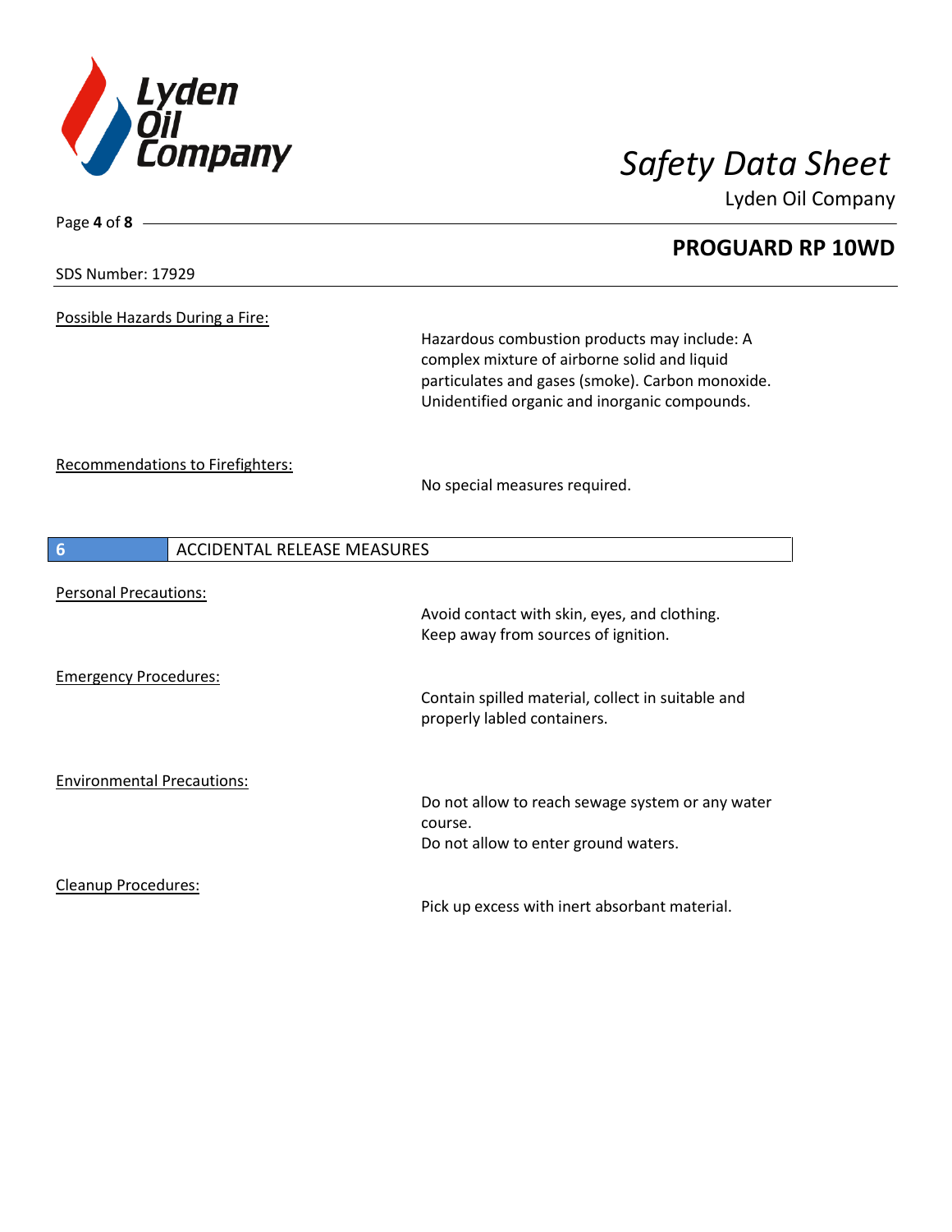**PROGUARD RP 10WD**

SDS Number: 17929

Possible Hazards During a Fire:

Hazardous combustion products may include: A complex mixture of airborne solid and liquid particulates and gases (smoke). Carbon monoxide. Unidentified organic and inorganic compounds.

Recommendations to Firefighters:

No special measures required.

## 6 ACCIDENTAL RELEASE MEASURES

Personal Precautions:

Avoid contact with skin, eyes, and clothing.
Keep away from sources of ignition.

Emergency Procedures:

Contain spilled material, collect in suitable and properly labled containers.

Environmental Precautions:

Do not allow to reach sewage system or any water course.
Do not allow to enter ground waters.

Cleanup Procedures:

Pick up excess with inert absorbant material.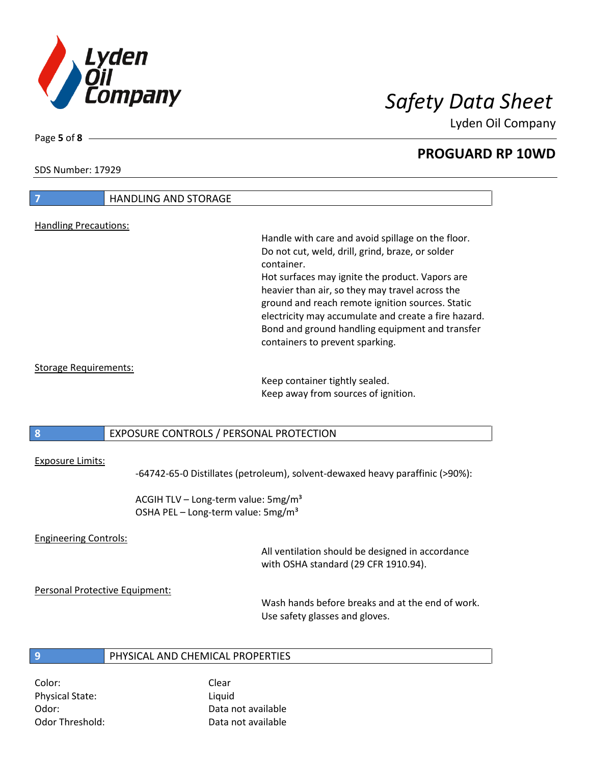SDS Number: 17929

## 7 HANDLING AND STORAGE

Handling Precautions:

Handle with care and avoid spillage on the floor. Do not cut, weld, drill, grind, braze, or solder container.
Hot surfaces may ignite the product. Vapors are heavier than air, so they may travel across the ground and reach remote ignition sources. Static electricity may accumulate and create a fire hazard. Bond and ground handling equipment and transfer containers to prevent sparking.

Storage Requirements:

Keep container tightly sealed.
Keep away from sources of ignition.

## 8 EXPOSURE CONTROLS / PERSONAL PROTECTION

Exposure Limits:

-64742-65-0 Distillates (petroleum), solvent-dewaxed heavy paraffinic (>90%):

ACGIH TLV – Long-term value: 5mg/m³
OSHA PEL – Long-term value: 5mg/m³

Engineering Controls:

All ventilation should be designed in accordance with OSHA standard (29 CFR 1910.94).

Personal Protective Equipment:

Wash hands before breaks and at the end of work.
Use safety glasses and gloves.

## 9 PHYSICAL AND CHEMICAL PROPERTIES

| | |
|---|---|
| Color: | Clear |
| Physical State: | Liquid |
| Odor: | Data not available |
| Odor Threshold: | Data not available |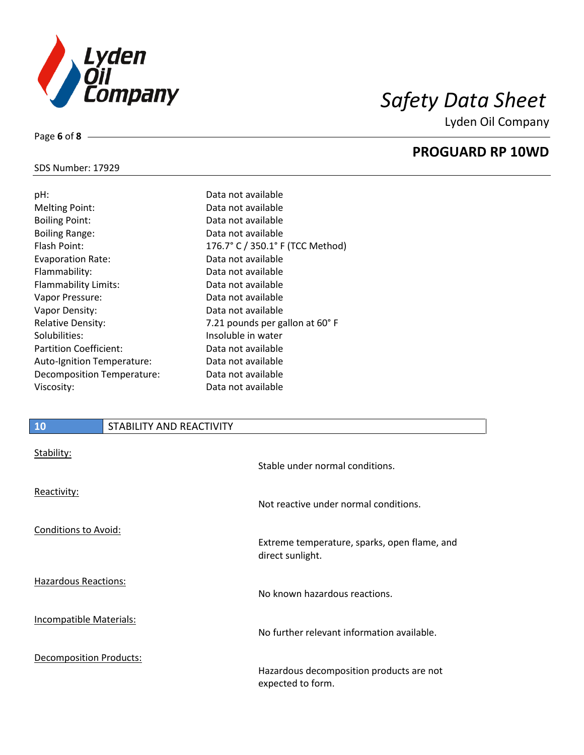**PROGUARD RP 10WD**

SDS Number: 17929

| | |
|---|---|
| pH: | Data not available |
| Melting Point: | Data not available |
| Boiling Point: | Data not available |
| Boiling Range: | Data not available |
| Flash Point: | 176.7° C / 350.1° F (TCC Method) |
| Evaporation Rate: | Data not available |
| Flammability: | Data not available |
| Flammability Limits: | Data not available |
| Vapor Pressure: | Data not available |
| Vapor Density: | Data not available |
| Relative Density: | 7.21 pounds per gallon at 60° F |
| Solubilities: | Insoluble in water |
| Partition Coefficient: | Data not available |
| Auto-Ignition Temperature: | Data not available |
| Decomposition Temperature: | Data not available |
| Viscosity: | Data not available |

## 10 STABILITY AND REACTIVITY

Stability:

Stable under normal conditions.

Reactivity:

Not reactive under normal conditions.

Conditions to Avoid:

Extreme temperature, sparks, open flame, and direct sunlight.

Hazardous Reactions:

No known hazardous reactions.

Incompatible Materials:

No further relevant information available.

Decomposition Products:

Hazardous decomposition products are not expected to form.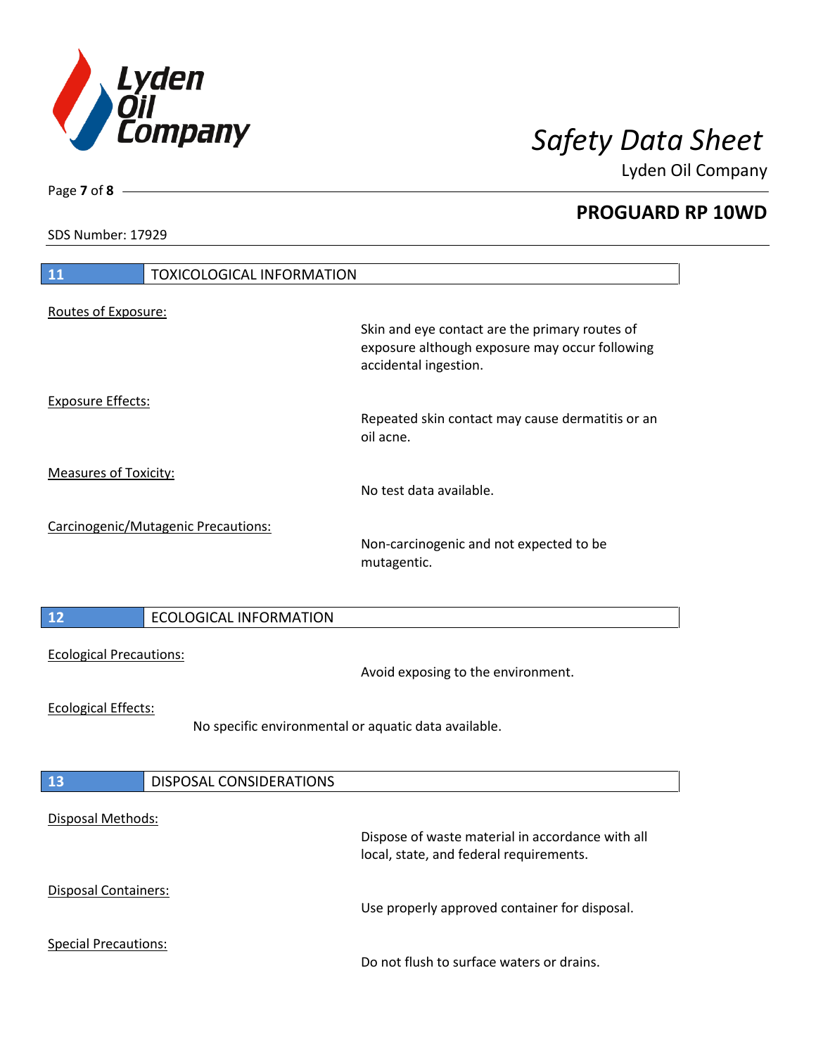## 11 TOXICOLOGICAL INFORMATION

Routes of Exposure:

Skin and eye contact are the primary routes of exposure although exposure may occur following accidental ingestion.

Exposure Effects:

Repeated skin contact may cause dermatitis or an oil acne.

Measures of Toxicity:

No test data available.

Carcinogenic/Mutagenic Precautions:

Non-carcinogenic and not expected to be mutagentic.

## 12 ECOLOGICAL INFORMATION

Ecological Precautions:

Avoid exposing to the environment.

Ecological Effects:

No specific environmental or aquatic data available.

## 13 DISPOSAL CONSIDERATIONS

Disposal Methods:

Dispose of waste material in accordance with all local, state, and federal requirements.

Disposal Containers:

Use properly approved container for disposal.

Special Precautions:

Do not flush to surface waters or drains.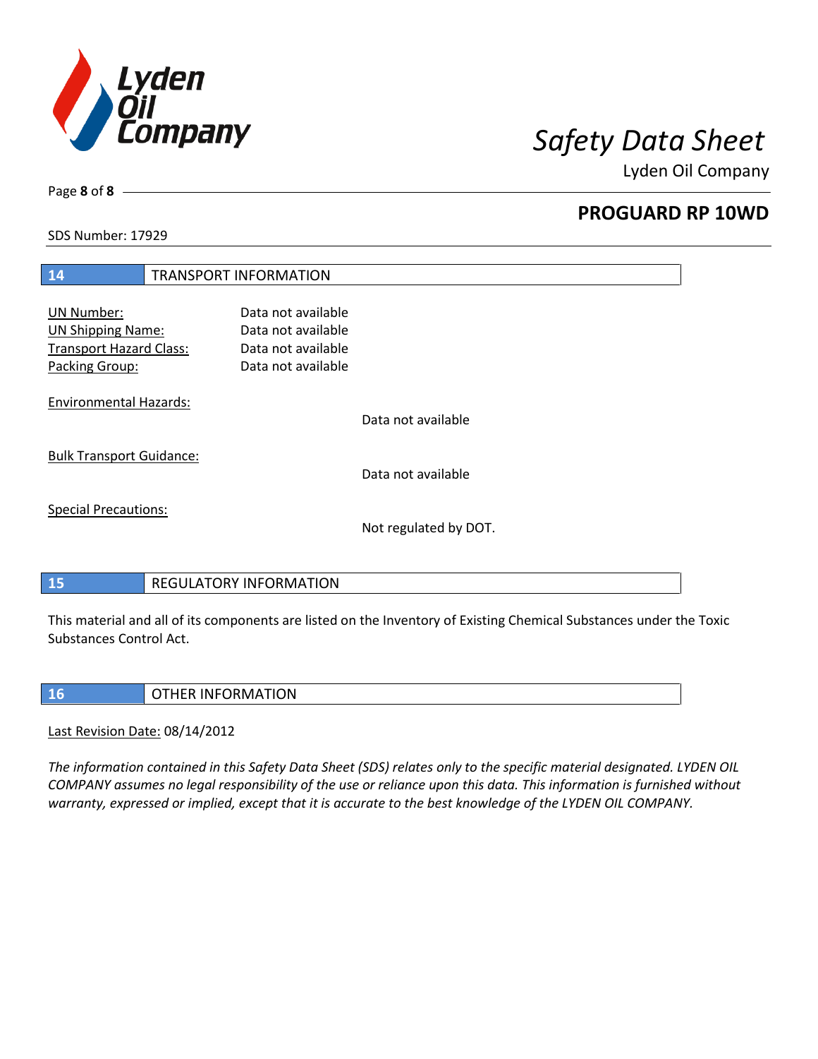## 14 TRANSPORT INFORMATION

UN Number: Data not available
UN Shipping Name: Data not available
Transport Hazard Class: Data not available
Packing Group: Data not available

Environmental Hazards:
Data not available

Bulk Transport Guidance:
Data not available

Special Precautions:
Not regulated by DOT.

## 15 REGULATORY INFORMATION

This material and all of its components are listed on the Inventory of Existing Chemical Substances under the Toxic Substances Control Act.

## 16 OTHER INFORMATION

Last Revision Date: 08/14/2012

*The information contained in this Safety Data Sheet (SDS) relates only to the specific material designated. LYDEN OIL COMPANY assumes no legal responsibility of the use or reliance upon this data. This information is furnished without warranty, expressed or implied, except that it is accurate to the best knowledge of the LYDEN OIL COMPANY.*